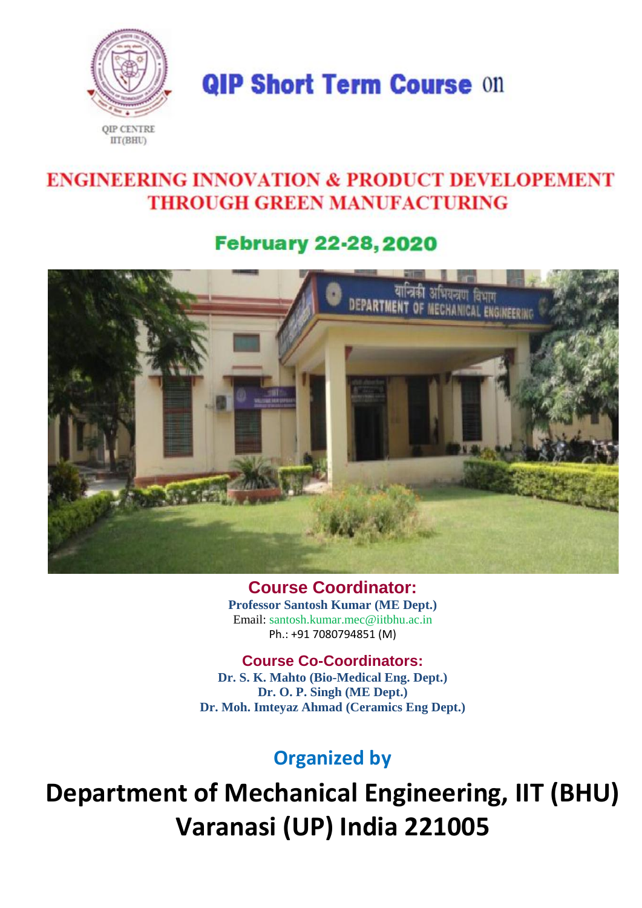QIP CENTRE
IIT(BHU)

# QIP Short Term Course on

## ENGINEERING INNOVATION & PRODUCT DEVELOPEMENT THROUGH GREEN MANUFACTURING

### February 22-28, 2020

**Course Coordinator:**
**Professor Santosh Kumar (ME Dept.)**
Email: santosh.kumar.mec@iitbhu.ac.in
Ph.: +91 7080794851 (M)

**Course Co-Coordinators:**
**Dr. S. K. Mahto (Bio-Medical Eng. Dept.)**
**Dr. O. P. Singh (ME Dept.)**
**Dr. Moh. Imteyaz Ahmad (Ceramics Eng Dept.)**

**Organized by**

# Department of Mechanical Engineering, IIT (BHU) Varanasi (UP) India 221005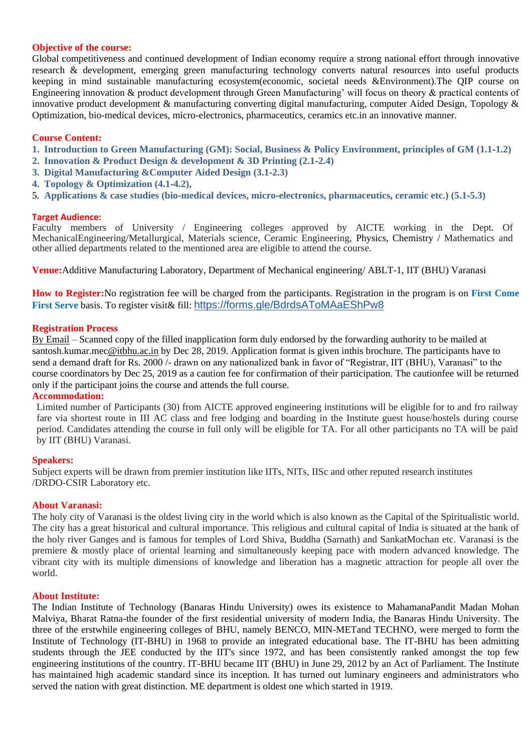## Objective of the course:

Global competitiveness and continued development of Indian economy require a strong national effort through innovative research & development, emerging green manufacturing technology converts natural resources into useful products keeping in mind sustainable manufacturing ecosystem(economic, societal needs &Environment).The QIP course on Engineering innovation & product development through Green Manufacturing' will focus on theory & practical contents of innovative product development & manufacturing converting digital manufacturing, computer Aided Design, Topology & Optimization, bio-medical devices, micro-electronics, pharmaceutics, ceramics etc.in an innovative manner.

## Course Content:

1. **Introduction to Green Manufacturing (GM): Social, Business & Policy Environment, principles of GM (1.1-1.2)**
2. **Innovation & Product Design & development & 3D Printing (2.1-2.4)**
3. **Digital Manufacturing &Computer Aided Design (3.1-2.3)**
4. **Topology & Optimization (4.1-4.2),**
5. **Applications & case studies (bio-medical devices, micro-electronics, pharmaceutics, ceramic etc.) (5.1-5.3)**

## Target Audience:

Faculty members of University / Engineering colleges approved by AICTE working in the Dept. Of MechanicalEngineering/Metallurgical, Materials science, Ceramic Engineering, Physics, Chemistry / Mathematics and other allied departments related to the mentioned area are eligible to attend the course.

**Venue:**Additive Manufacturing Laboratory, Department of Mechanical engineering/ ABLT-1, IIT (BHU) Varanasi

**How to Register:**No registration fee will be charged from the participants. Registration in the program is on **First Come First Serve** basis. To register visit& fill: https://forms.gle/BdrdsAToMAaEShPw8

## Registration Process

By Email – Scanned copy of the filled inapplication form duly endorsed by the forwarding authority to be mailed at santosh.kumar.mec@itbhu.ac.in by Dec 28, 2019. Application format is given inthis brochure. The participants have to send a demand draft for Rs. 2000 /- drawn on any nationalized bank in favor of "Registrar, IIT (BHU), Varanasi" to the course coordinators by Dec 25, 2019 as a caution fee for confirmation of their participation. The cautionfee will be returned only if the participant joins the course and attends the full course.

## Accommodation:

Limited number of Participants (30) from AICTE approved engineering institutions will be eligible for to and fro railway fare via shortest route in III AC class and free lodging and boarding in the Institute guest house/hostels during course period. Candidates attending the course in full only will be eligible for TA. For all other participants no TA will be paid by IIT (BHU) Varanasi.

## Speakers:

Subject experts will be drawn from premier institution like IITs, NITs, IISc and other reputed research institutes /DRDO-CSIR Laboratory etc.

## About Varanasi:

The holy city of Varanasi is the oldest living city in the world which is also known as the Capital of the Spiritualistic world. The city has a great historical and cultural importance. This religious and cultural capital of India is situated at the bank of the holy river Ganges and is famous for temples of Lord Shiva, Buddha (Sarnath) and SankatMochan etc. Varanasi is the premiere & mostly place of oriental learning and simultaneously keeping pace with modern advanced knowledge. The vibrant city with its multiple dimensions of knowledge and liberation has a magnetic attraction for people all over the world.

## About Institute:

The Indian Institute of Technology (Banaras Hindu University) owes its existence to MahamanaPandit Madan Mohan Malviya, Bharat Ratna-the founder of the first residential university of modern India, the Banaras Hindu University. The three of the erstwhile engineering colleges of BHU, namely BENCO, MIN-METand TECHNO, were merged to form the Institute of Technology (IT-BHU) in 1968 to provide an integrated educational base. The IT-BHU has been admitting students through the JEE conducted by the IIT's since 1972, and has been consistently ranked amongst the top few engineering institutions of the country. IT-BHU became IIT (BHU) in June 29, 2012 by an Act of Parliament. The Institute has maintained high academic standard since its inception. It has turned out luminary engineers and administrators who served the nation with great distinction. ME department is oldest one which started in 1919.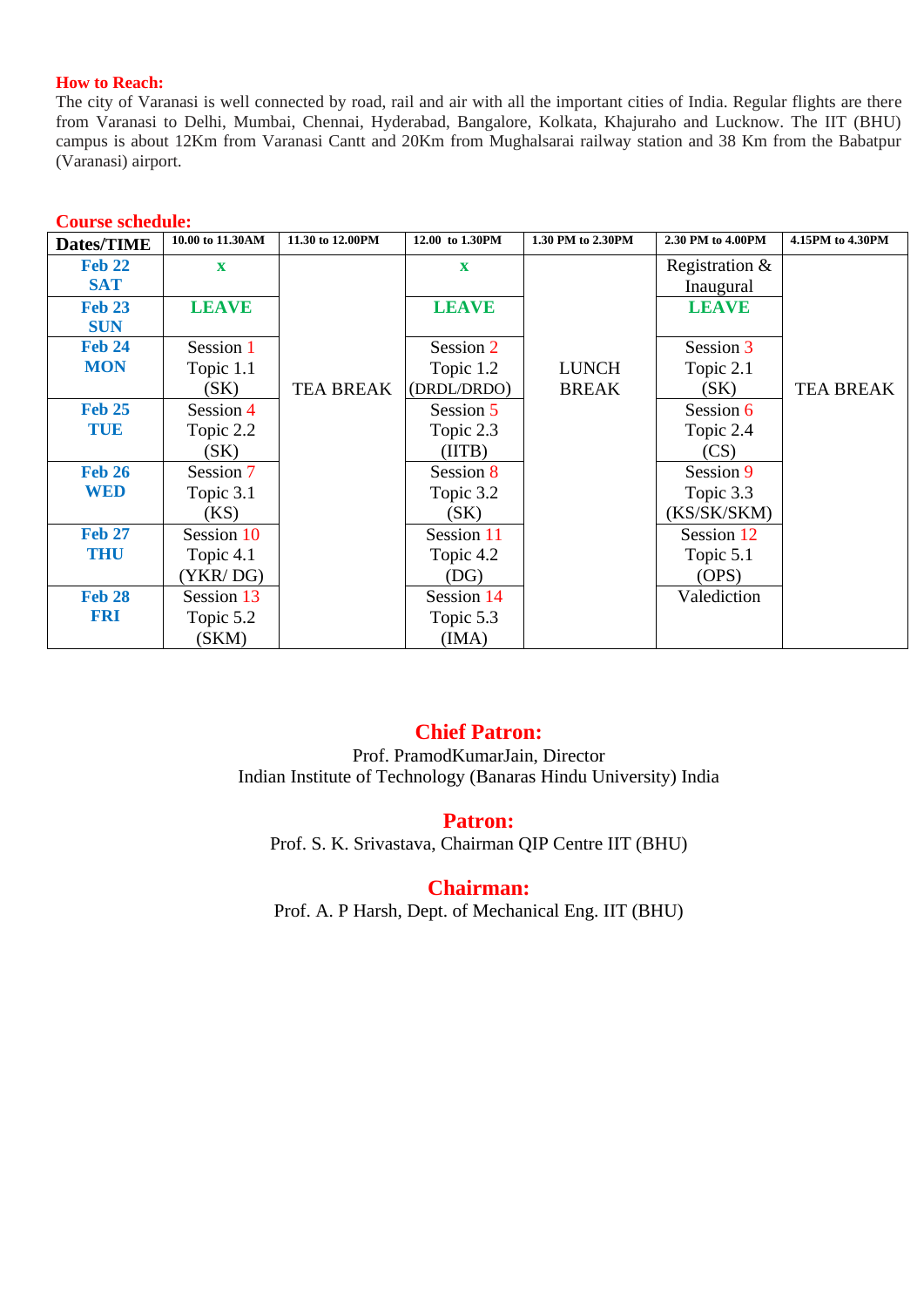**How to Reach:**

The city of Varanasi is well connected by road, rail and air with all the important cities of India. Regular flights are there from Varanasi to Delhi, Mumbai, Chennai, Hyderabad, Bangalore, Kolkata, Khajuraho and Lucknow. The IIT (BHU) campus is about 12Km from Varanasi Cantt and 20Km from Mughalsarai railway station and 38 Km from the Babatpur (Varanasi) airport.

**Course schedule:**

| Dates/TIME | 10.00 to 11.30AM | 11.30 to 12.00PM | 12.00 to 1.30PM | 1.30 PM to 2.30PM | 2.30 PM to 4.00PM | 4.15PM to 4.30PM |
|---|---|---|---|---|---|---|
| Feb 22 SAT | x | TEA BREAK | x | LUNCH BREAK | Registration & Inaugural | TEA BREAK |
| Feb 23 SUN | LEAVE | | LEAVE | | LEAVE | |
| Feb 24 MON | Session 1 Topic 1.1 (SK) | | Session 2 Topic 1.2 (DRDL/DRDO) | | Session 3 Topic 2.1 (SK) | |
| Feb 25 TUE | Session 4 Topic 2.2 (SK) | | Session 5 Topic 2.3 (IITB) | | Session 6 Topic 2.4 (CS) | |
| Feb 26 WED | Session 7 Topic 3.1 (KS) | | Session 8 Topic 3.2 (SK) | | Session 9 Topic 3.3 (KS/SK/SKM) | |
| Feb 27 THU | Session 10 Topic 4.1 (YKR/ DG) | | Session 11 Topic 4.2 (DG) | | Session 12 Topic 5.1 (OPS) | |
| Feb 28 FRI | Session 13 Topic 5.2 (SKM) | | Session 14 Topic 5.3 (IMA) | | Valediction | |

## Chief Patron:

Prof. PramodKumarJain, Director
Indian Institute of Technology (Banaras Hindu University) India

## Patron:

Prof. S. K. Srivastava, Chairman QIP Centre IIT (BHU)

## Chairman:

Prof. A. P Harsh, Dept. of Mechanical Eng. IIT (BHU)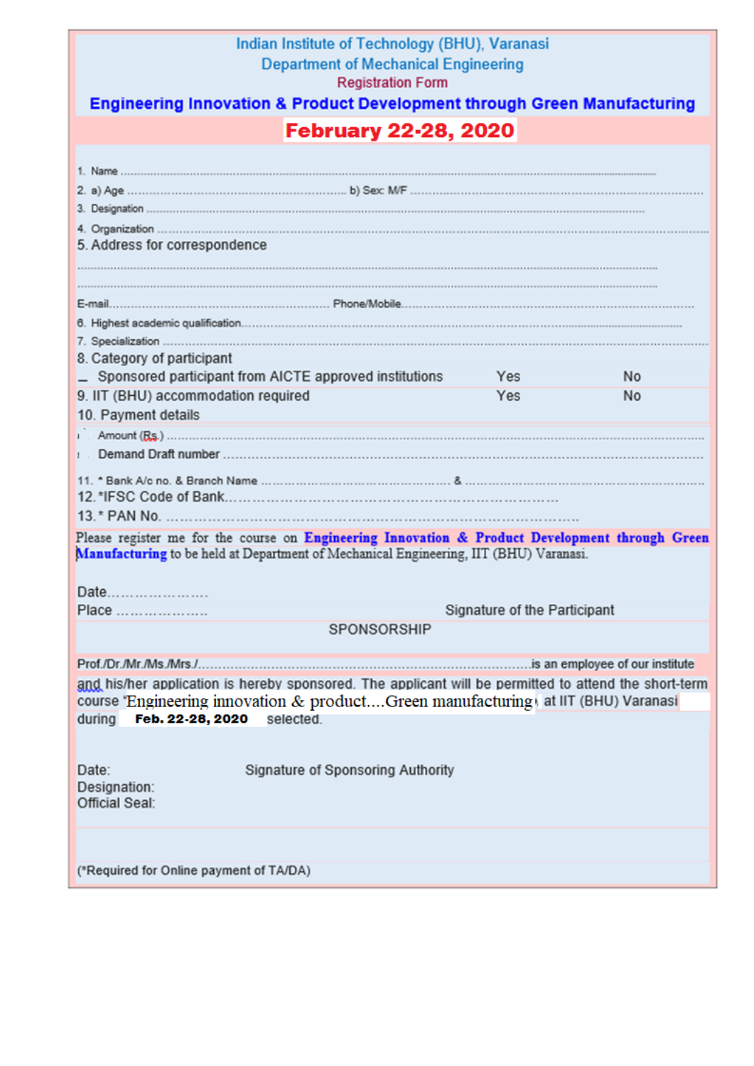Indian Institute of Technology (BHU), Varanasi

Department of Mechanical Engineering

Registration Form

## Engineering Innovation & Product Development through Green Manufacturing

## February 22-28, 2020

1. Name ........................................................................................................
2. a) Age ............................................... b) Sex: M/F ...............................................
3. Designation ........................................................................................................
4. Organization ........................................................................................................
5. Address for correspondence

........................................................................................................

........................................................................................................

E-mail............................................... Phone/Mobile...............................................

6. Highest academic qualification...............................................
7. Specialization ........................................................................................................
8. Category of participant

| | | |
|---|---|---|
| Sponsored participant from AICTE approved institutions | Yes | No |
| 9. IIT (BHU) accommodation required | Yes | No |

10. Payment details

- Amount (Rs.) ...............................................
- Demand Draft number ...............................................

11. * Bank A/c no. & Branch Name ............................................... & ...............................................

12. *IFSC Code of Bank...............................................

13. * PAN No. ...............................................

Please register me for the course on **Engineering Innovation & Product Development through Green Manufacturing** to be held at Department of Mechanical Engineering, IIT (BHU) Varanasi.

Date.....................

Place ..................... Signature of the Participant

SPONSORSHIP

Prof./Dr./Mr./Ms./Mrs./...............................................is an employee of our institute and his/her application is hereby sponsored. The applicant will be permitted to attend the short-term course 'Engineering innovation & product....Green manufacturing' at IIT (BHU) Varanasi during **Feb. 22-28, 2020** selected.

Date: Signature of Sponsoring Authority

Designation:

Official Seal:

(*Required for Online payment of TA/DA)